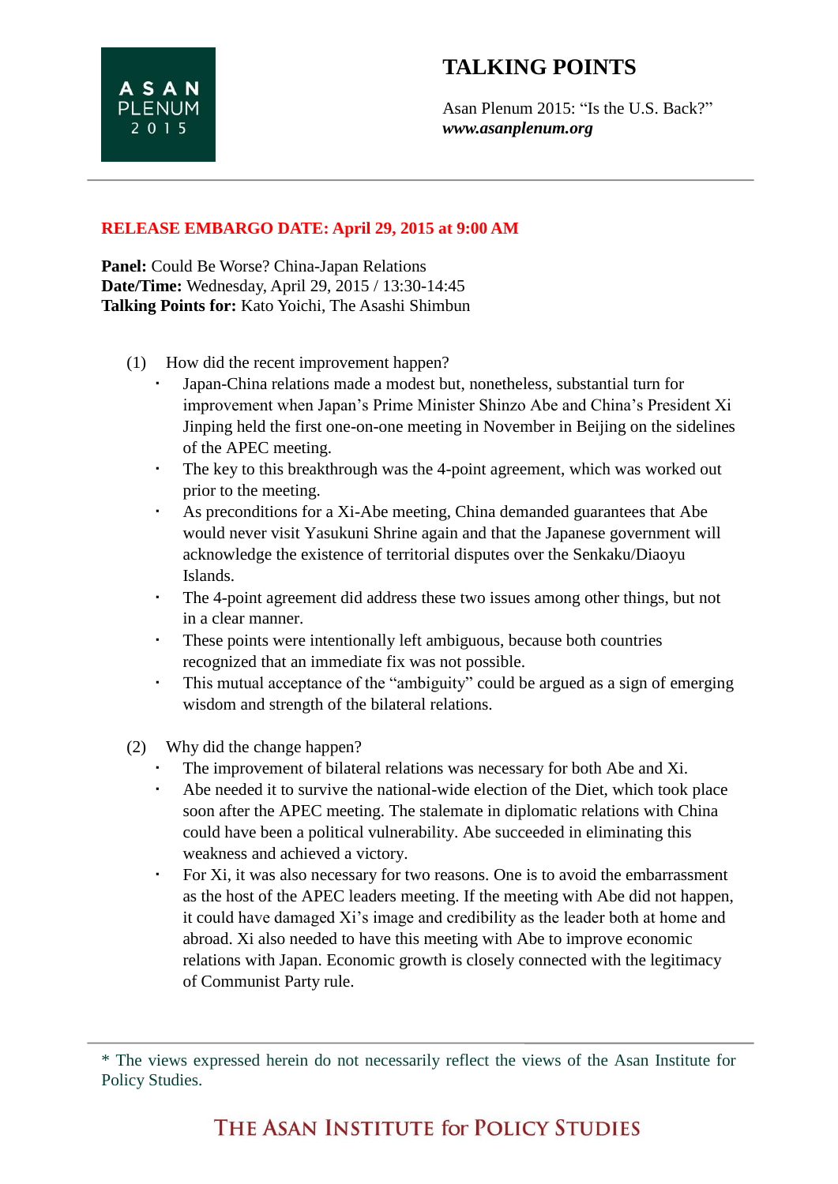# TALKING POINTS

Asan Plenum 2015: "Is the U.S. Back?"
***www.asanplenum.org***

**RELEASE EMBARGO DATE: April 29, 2015 at 9:00 AM**

**Panel:** Could Be Worse? China-Japan Relations
**Date/Time:** Wednesday, April 29, 2015 / 13:30-14:45
**Talking Points for:** Kato Yoichi, The Asashi Shimbun

(1) How did the recent improvement happen?

- Japan-China relations made a modest but, nonetheless, substantial turn for improvement when Japan's Prime Minister Shinzo Abe and China's President Xi Jinping held the first one-on-one meeting in November in Beijing on the sidelines of the APEC meeting.
- The key to this breakthrough was the 4-point agreement, which was worked out prior to the meeting.
- As preconditions for a Xi-Abe meeting, China demanded guarantees that Abe would never visit Yasukuni Shrine again and that the Japanese government will acknowledge the existence of territorial disputes over the Senkaku/Diaoyu Islands.
- The 4-point agreement did address these two issues among other things, but not in a clear manner.
- These points were intentionally left ambiguous, because both countries recognized that an immediate fix was not possible.
- This mutual acceptance of the "ambiguity" could be argued as a sign of emerging wisdom and strength of the bilateral relations.

(2) Why did the change happen?

- The improvement of bilateral relations was necessary for both Abe and Xi.
- Abe needed it to survive the national-wide election of the Diet, which took place soon after the APEC meeting. The stalemate in diplomatic relations with China could have been a political vulnerability. Abe succeeded in eliminating this weakness and achieved a victory.
- For Xi, it was also necessary for two reasons. One is to avoid the embarrassment as the host of the APEC leaders meeting. If the meeting with Abe did not happen, it could have damaged Xi's image and credibility as the leader both at home and abroad. Xi also needed to have this meeting with Abe to improve economic relations with Japan. Economic growth is closely connected with the legitimacy of Communist Party rule.

* The views expressed herein do not necessarily reflect the views of the Asan Institute for Policy Studies.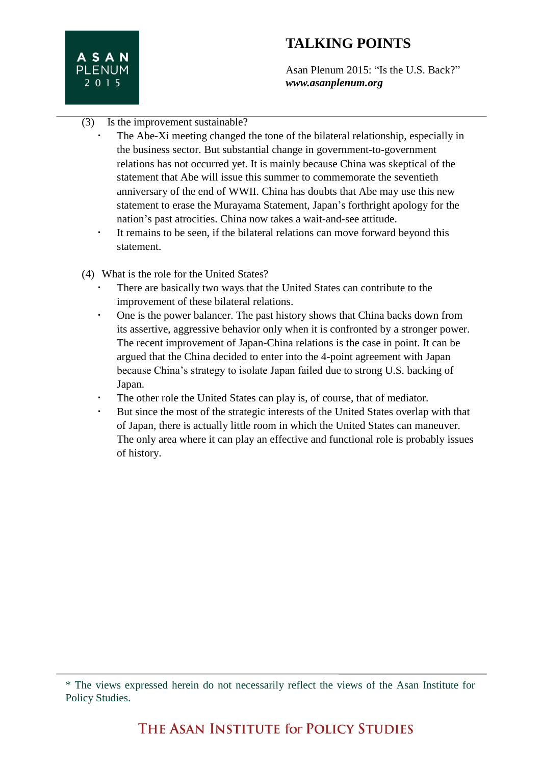(3) Is the improvement sustainable?

- The Abe-Xi meeting changed the tone of the bilateral relationship, especially in the business sector. But substantial change in government-to-government relations has not occurred yet. It is mainly because China was skeptical of the statement that Abe will issue this summer to commemorate the seventieth anniversary of the end of WWII. China has doubts that Abe may use this new statement to erase the Murayama Statement, Japan's forthright apology for the nation's past atrocities. China now takes a wait-and-see attitude.
- It remains to be seen, if the bilateral relations can move forward beyond this statement.

(4) What is the role for the United States?

- There are basically two ways that the United States can contribute to the improvement of these bilateral relations.
- One is the power balancer. The past history shows that China backs down from its assertive, aggressive behavior only when it is confronted by a stronger power. The recent improvement of Japan-China relations is the case in point. It can be argued that the China decided to enter into the 4-point agreement with Japan because China's strategy to isolate Japan failed due to strong U.S. backing of Japan.
- The other role the United States can play is, of course, that of mediator.
- But since the most of the strategic interests of the United States overlap with that of Japan, there is actually little room in which the United States can maneuver. The only area where it can play an effective and functional role is probably issues of history.

* The views expressed herein do not necessarily reflect the views of the Asan Institute for Policy Studies.